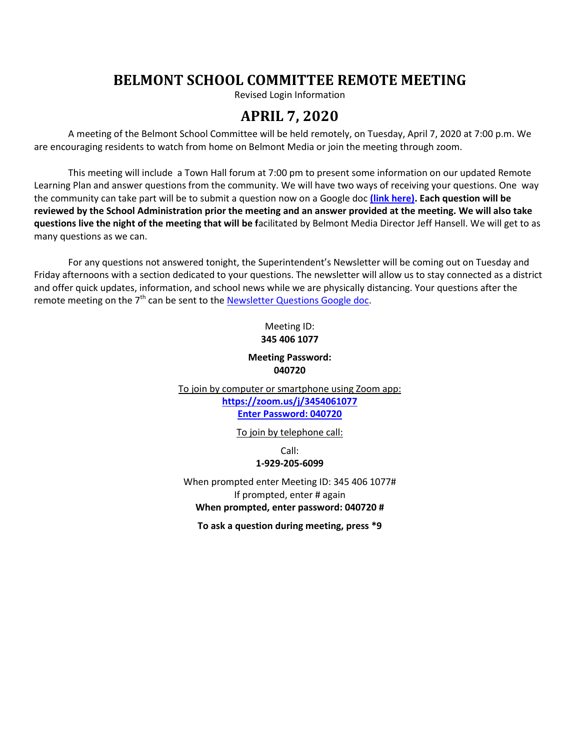# BELMONT SCHOOL COMMITTEE REMOTE MEETING

Revised Login Information

## APRIL 7, 2020

A meeting of the Belmont School Committee will be held remotely, on Tuesday, April 7, 2020 at 7:00 p.m. We are encouraging residents to watch from home on Belmont Media or join the meeting through zoom.

This meeting will include a Town Hall forum at 7:00 pm to present some information on our updated Remote Learning Plan and answer questions from the community. We will have two ways of receiving your questions. One way the community can take part will be to submit a question now on a Google doc **(link here). Each question will be reviewed by the School Administration prior the meeting and an answer provided at the meeting. We will also take questions live the night of the meeting that will be f**acilitated by Belmont Media Director Jeff Hansell. We will get to as many questions as we can.

For any questions not answered tonight, the Superintendent's Newsletter will be coming out on Tuesday and Friday afternoons with a section dedicated to your questions. The newsletter will allow us to stay connected as a district and offer quick updates, information, and school news while we are physically distancing. Your questions after the remote meeting on the 7th can be sent to the Newsletter Questions Google doc.

Meeting ID:
**345 406 1077**

**Meeting Password:**
**040720**

To join by computer or smartphone using Zoom app:
**https://zoom.us/j/3454061077**
**Enter Password: 040720**

To join by telephone call:

Call:
**1-929-205-6099**

When prompted enter Meeting ID: 345 406 1077#
If prompted, enter # again
**When prompted, enter password: 040720 #**

**To ask a question during meeting, press *9**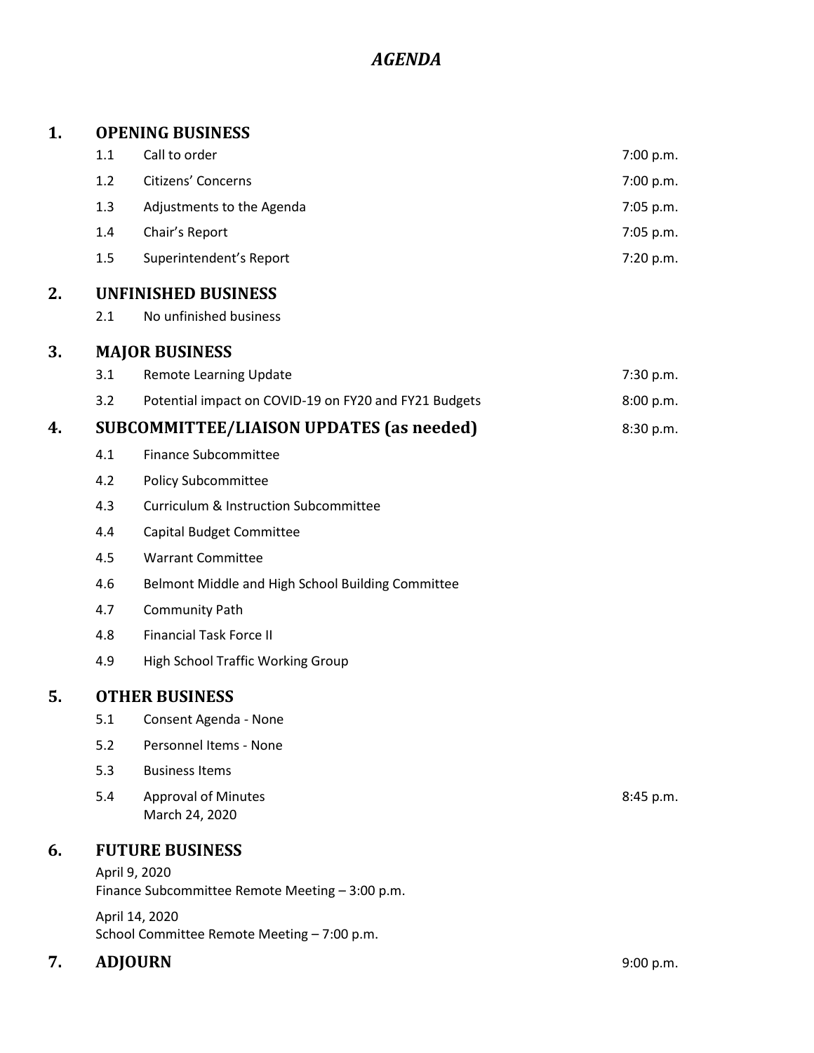# *AGENDA*

## 1. OPENING BUSINESS

| | | |
|---|---|---|
| 1.1 | Call to order | 7:00 p.m. |
| 1.2 | Citizens' Concerns | 7:00 p.m. |
| 1.3 | Adjustments to the Agenda | 7:05 p.m. |
| 1.4 | Chair's Report | 7:05 p.m. |
| 1.5 | Superintendent's Report | 7:20 p.m. |

## 2. UNFINISHED BUSINESS

2.1 No unfinished business

## 3. MAJOR BUSINESS

| | | |
|---|---|---|
| 3.1 | Remote Learning Update | 7:30 p.m. |
| 3.2 | Potential impact on COVID-19 on FY20 and FY21 Budgets | 8:00 p.m. |

## 4. SUBCOMMITTEE/LIAISON UPDATES (as needed) — 8:30 p.m.

4.1 Finance Subcommittee

4.2 Policy Subcommittee

4.3 Curriculum & Instruction Subcommittee

4.4 Capital Budget Committee

4.5 Warrant Committee

4.6 Belmont Middle and High School Building Committee

4.7 Community Path

4.8 Financial Task Force II

4.9 High School Traffic Working Group

## 5. OTHER BUSINESS

| | | |
|---|---|---|
| 5.1 | Consent Agenda - None | |
| 5.2 | Personnel Items - None | |
| 5.3 | Business Items | |
| 5.4 | Approval of Minutes<br>March 24, 2020 | 8:45 p.m. |

## 6. FUTURE BUSINESS

April 9, 2020
Finance Subcommittee Remote Meeting – 3:00 p.m.

April 14, 2020
School Committee Remote Meeting – 7:00 p.m.

## 7. ADJOURN — 9:00 p.m.